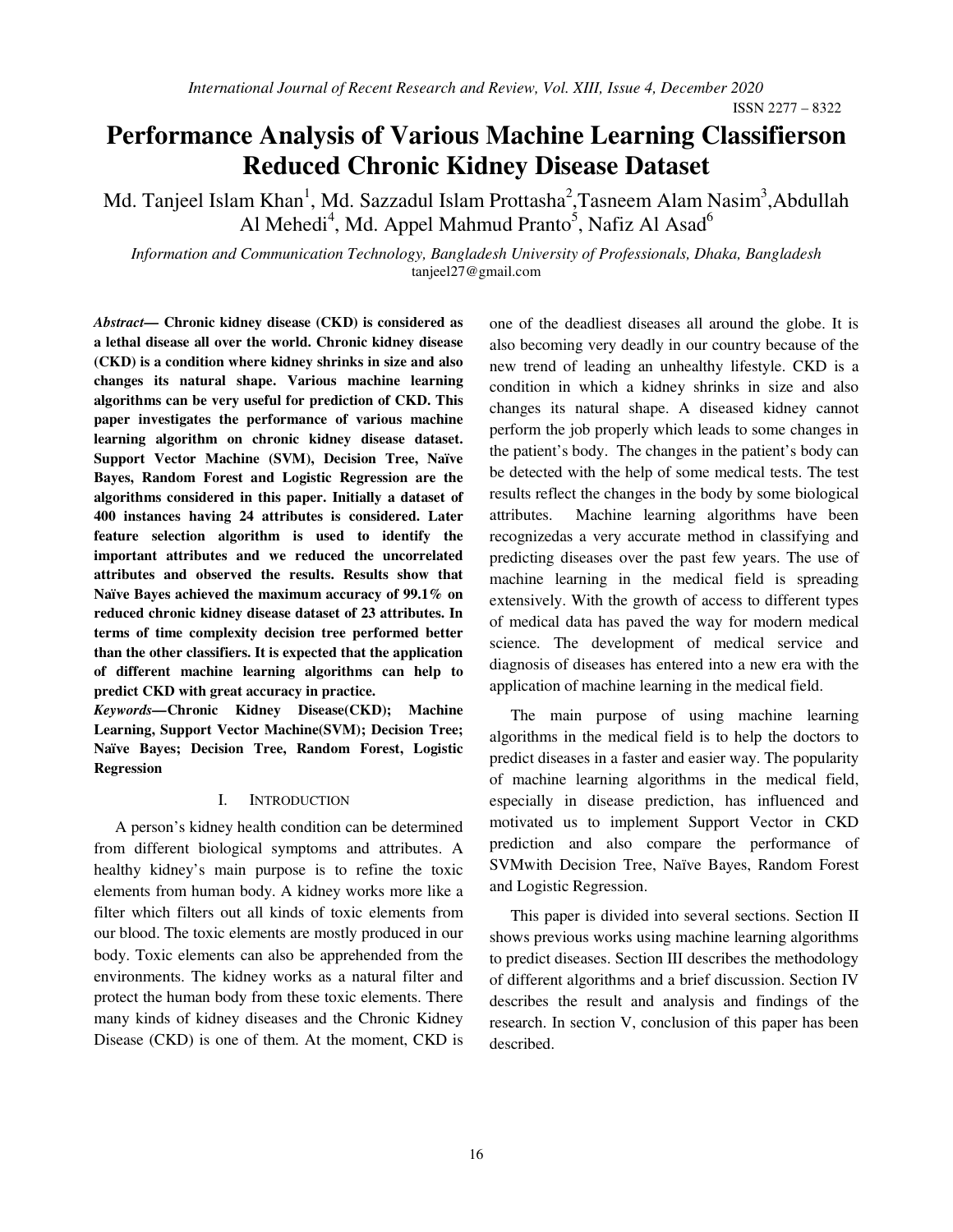# Performance Analysis of Various Machine Learning Classifierson Reduced Chronic Kidney Disease Dataset

Md. Tanjeel Islam Khan[1], Md. Sazzadul Islam Prottasha[2],Tasneem Alam Nasim[3],Abdullah Al Mehedi[4], Md. Appel Mahmud Pranto[5], Nafiz Al Asad[6]

*Information and Communication Technology, Bangladesh University of Professionals, Dhaka, Bangladesh*
tanjeel27@gmail.com

***Abstract*— Chronic kidney disease (CKD) is considered as a lethal disease all over the world. Chronic kidney disease (CKD) is a condition where kidney shrinks in size and also changes its natural shape. Various machine learning algorithms can be very useful for prediction of CKD. This paper investigates the performance of various machine learning algorithm on chronic kidney disease dataset. Support Vector Machine (SVM), Decision Tree, Naïve Bayes, Random Forest and Logistic Regression are the algorithms considered in this paper. Initially a dataset of 400 instances having 24 attributes is considered. Later feature selection algorithm is used to identify the important attributes and we reduced the uncorrelated attributes and observed the results. Results show that Naïve Bayes achieved the maximum accuracy of 99.1% on reduced chronic kidney disease dataset of 23 attributes. In terms of time complexity decision tree performed better than the other classifiers. It is expected that the application of different machine learning algorithms can help to predict CKD with great accuracy in practice.**

***Keywords*—Chronic Kidney Disease(CKD); Machine Learning, Support Vector Machine(SVM); Decision Tree; Naïve Bayes; Decision Tree, Random Forest, Logistic Regression**

## I. INTRODUCTION

A person's kidney health condition can be determined from different biological symptoms and attributes. A healthy kidney's main purpose is to refine the toxic elements from human body. A kidney works more like a filter which filters out all kinds of toxic elements from our blood. The toxic elements are mostly produced in our body. Toxic elements can also be apprehended from the environments. The kidney works as a natural filter and protect the human body from these toxic elements. There many kinds of kidney diseases and the Chronic Kidney Disease (CKD) is one of them. At the moment, CKD is one of the deadliest diseases all around the globe. It is also becoming very deadly in our country because of the new trend of leading an unhealthy lifestyle. CKD is a condition in which a kidney shrinks in size and also changes its natural shape. A diseased kidney cannot perform the job properly which leads to some changes in the patient's body. The changes in the patient's body can be detected with the help of some medical tests. The test results reflect the changes in the body by some biological attributes. Machine learning algorithms have been recognizedas a very accurate method in classifying and predicting diseases over the past few years. The use of machine learning in the medical field is spreading extensively. With the growth of access to different types of medical data has paved the way for modern medical science. The development of medical service and diagnosis of diseases has entered into a new era with the application of machine learning in the medical field.

The main purpose of using machine learning algorithms in the medical field is to help the doctors to predict diseases in a faster and easier way. The popularity of machine learning algorithms in the medical field, especially in disease prediction, has influenced and motivated us to implement Support Vector in CKD prediction and also compare the performance of SVMwith Decision Tree, Naïve Bayes, Random Forest and Logistic Regression.

This paper is divided into several sections. Section II shows previous works using machine learning algorithms to predict diseases. Section III describes the methodology of different algorithms and a brief discussion. Section IV describes the result and analysis and findings of the research. In section V, conclusion of this paper has been described.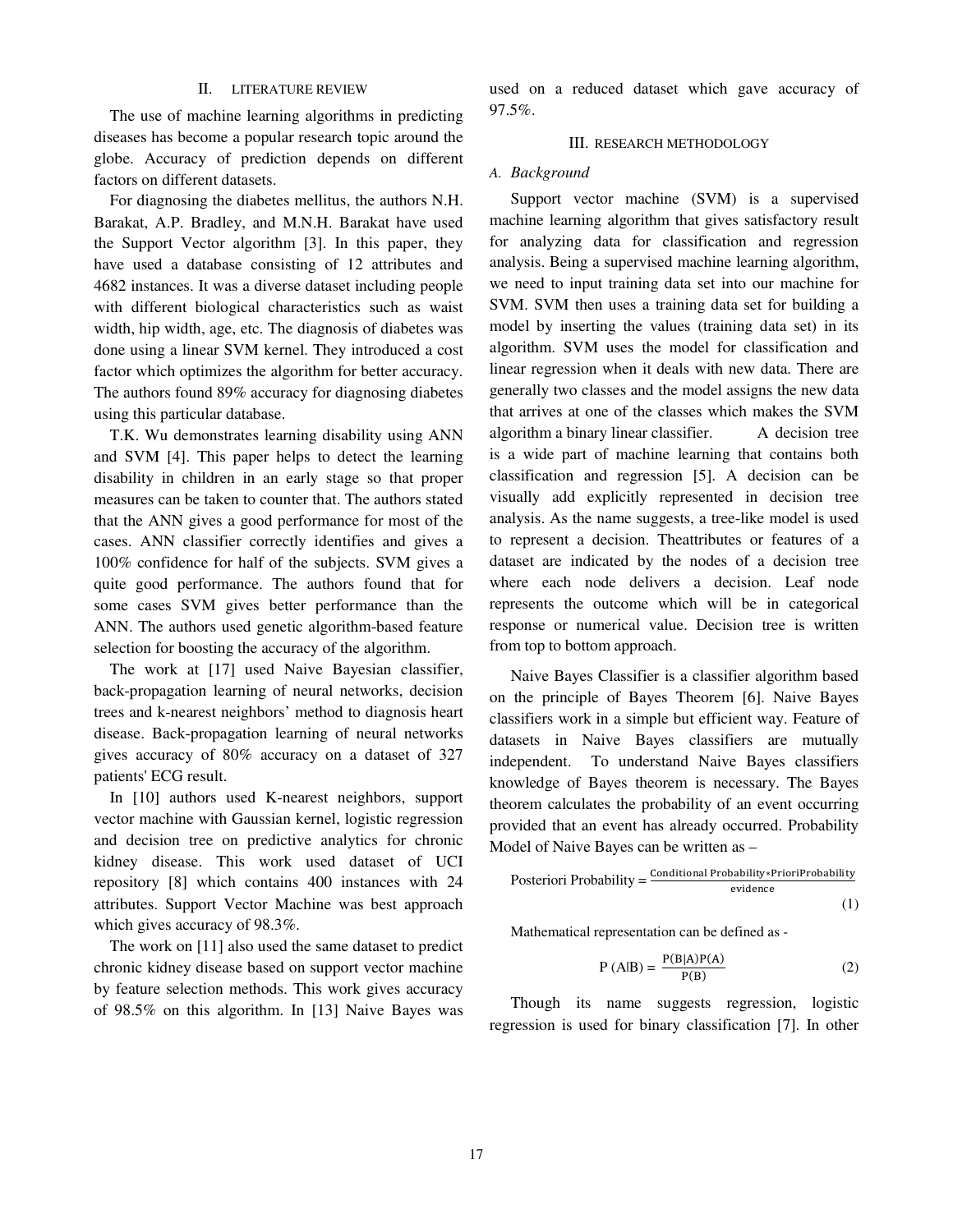## II. LITERATURE REVIEW

The use of machine learning algorithms in predicting diseases has become a popular research topic around the globe. Accuracy of prediction depends on different factors on different datasets.

For diagnosing the diabetes mellitus, the authors N.H. Barakat, A.P. Bradley, and M.N.H. Barakat have used the Support Vector algorithm [3]. In this paper, they have used a database consisting of 12 attributes and 4682 instances. It was a diverse dataset including people with different biological characteristics such as waist width, hip width, age, etc. The diagnosis of diabetes was done using a linear SVM kernel. They introduced a cost factor which optimizes the algorithm for better accuracy. The authors found 89% accuracy for diagnosing diabetes using this particular database.

T.K. Wu demonstrates learning disability using ANN and SVM [4]. This paper helps to detect the learning disability in children in an early stage so that proper measures can be taken to counter that. The authors stated that the ANN gives a good performance for most of the cases. ANN classifier correctly identifies and gives a 100% confidence for half of the subjects. SVM gives a quite good performance. The authors found that for some cases SVM gives better performance than the ANN. The authors used genetic algorithm-based feature selection for boosting the accuracy of the algorithm.

The work at [17] used Naive Bayesian classifier, back-propagation learning of neural networks, decision trees and k-nearest neighbors' method to diagnosis heart disease. Back-propagation learning of neural networks gives accuracy of 80% accuracy on a dataset of 327 patients' ECG result.

In [10] authors used K-nearest neighbors, support vector machine with Gaussian kernel, logistic regression and decision tree on predictive analytics for chronic kidney disease. This work used dataset of UCI repository [8] which contains 400 instances with 24 attributes. Support Vector Machine was best approach which gives accuracy of 98.3%.

The work on [11] also used the same dataset to predict chronic kidney disease based on support vector machine by feature selection methods. This work gives accuracy of 98.5% on this algorithm. In [13] Naive Bayes was used on a reduced dataset which gave accuracy of 97.5%.

## III. RESEARCH METHODOLOGY

### *A. Background*

Support vector machine (SVM) is a supervised machine learning algorithm that gives satisfactory result for analyzing data for classification and regression analysis. Being a supervised machine learning algorithm, we need to input training data set into our machine for SVM. SVM then uses a training data set for building a model by inserting the values (training data set) in its algorithm. SVM uses the model for classification and linear regression when it deals with new data. There are generally two classes and the model assigns the new data that arrives at one of the classes which makes the SVM algorithm a binary linear classifier. A decision tree is a wide part of machine learning that contains both classification and regression [5]. A decision can be visually add explicitly represented in decision tree analysis. As the name suggests, a tree-like model is used to represent a decision. Theattributes or features of a dataset are indicated by the nodes of a decision tree where each node delivers a decision. Leaf node represents the outcome which will be in categorical response or numerical value. Decision tree is written from top to bottom approach.

Naive Bayes Classifier is a classifier algorithm based on the principle of Bayes Theorem [6]. Naive Bayes classifiers work in a simple but efficient way. Feature of datasets in Naive Bayes classifiers are mutually independent. To understand Naive Bayes classifiers knowledge of Bayes theorem is necessary. The Bayes theorem calculates the probability of an event occurring provided that an event has already occurred. Probability Model of Naive Bayes can be written as –

$$\text{Posteriori Probability} = \frac{\text{Conditional Probability} * \text{PrioriProbability}}{\text{evidence}} \tag{1}$$

Mathematical representation can be defined as -

$$P(A|B) = \frac{P(B|A)P(A)}{P(B)} \tag{2}$$

Though its name suggests regression, logistic regression is used for binary classification [7]. In other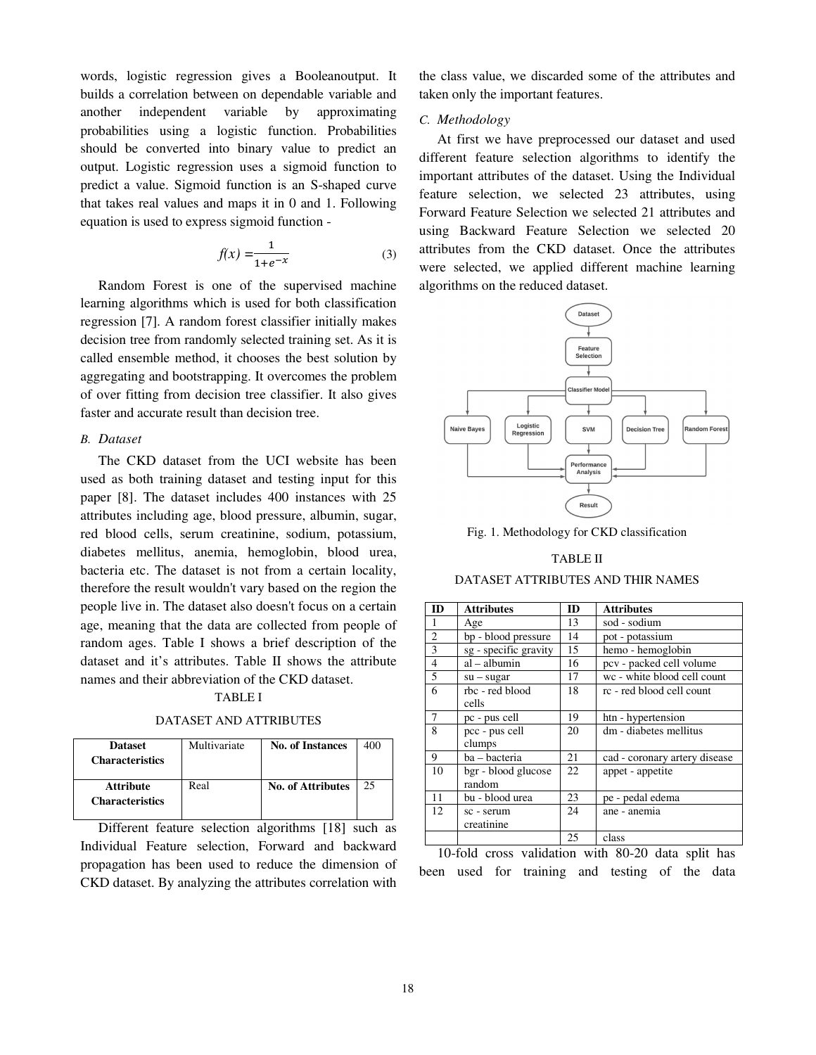words, logistic regression gives a Booleanoutput. It builds a correlation between on dependable variable and another independent variable by approximating probabilities using a logistic function. Probabilities should be converted into binary value to predict an output. Logistic regression uses a sigmoid function to predict a value. Sigmoid function is an S-shaped curve that takes real values and maps it in 0 and 1. Following equation is used to express sigmoid function -

$$f(x) = \frac{1}{1+e^{-x}} \tag{3}$$

Random Forest is one of the supervised machine learning algorithms which is used for both classification regression [7]. A random forest classifier initially makes decision tree from randomly selected training set. As it is called ensemble method, it chooses the best solution by aggregating and bootstrapping. It overcomes the problem of over fitting from decision tree classifier. It also gives faster and accurate result than decision tree.

### *B. Dataset*

The CKD dataset from the UCI website has been used as both training dataset and testing input for this paper [8]. The dataset includes 400 instances with 25 attributes including age, blood pressure, albumin, sugar, red blood cells, serum creatinine, sodium, potassium, diabetes mellitus, anemia, hemoglobin, blood urea, bacteria etc. The dataset is not from a certain locality, therefore the result wouldn't vary based on the region the people live in. The dataset also doesn't focus on a certain age, meaning that the data are collected from people of random ages. Table I shows a brief description of the dataset and it's attributes. Table II shows the attribute names and their abbreviation of the CKD dataset.

TABLE I

DATASET AND ATTRIBUTES

| **Dataset Characteristics** | Multivariate | **No. of Instances** | 400 |
|---|---|---|---|
| **Attribute Characteristics** | Real | **No. of Attributes** | 25 |

Different feature selection algorithms [18] such as Individual Feature selection, Forward and backward propagation has been used to reduce the dimension of CKD dataset. By analyzing the attributes correlation with the class value, we discarded some of the attributes and taken only the important features.

### *C. Methodology*

At first we have preprocessed our dataset and used different feature selection algorithms to identify the important attributes of the dataset. Using the Individual feature selection, we selected 23 attributes, using Forward Feature Selection we selected 21 attributes and using Backward Feature Selection we selected 20 attributes from the CKD dataset. Once the attributes were selected, we applied different machine learning algorithms on the reduced dataset.

Fig. 1. Methodology for CKD classification

TABLE II

DATASET ATTRIBUTES AND THIR NAMES

| ID | Attributes | ID | Attributes |
|---|---|---|---|
| 1 | Age | 13 | sod - sodium |
| 2 | bp - blood pressure | 14 | pot - potassium |
| 3 | sg - specific gravity | 15 | hemo - hemoglobin |
| 4 | al – albumin | 16 | pcv - packed cell volume |
| 5 | su – sugar | 17 | wc - white blood cell count |
| 6 | rbc - red blood cells | 18 | rc - red blood cell count |
| 7 | pc - pus cell | 19 | htn - hypertension |
| 8 | pcc - pus cell clumps | 20 | dm - diabetes mellitus |
| 9 | ba – bacteria | 21 | cad - coronary artery disease |
| 10 | bgr - blood glucose random | 22 | appet - appetite |
| 11 | bu - blood urea | 23 | pe - pedal edema |
| 12 | sc - serum creatinine | 24 | ane - anemia |
| | | 25 | class |

10-fold cross validation with 80-20 data split has been used for training and testing of the data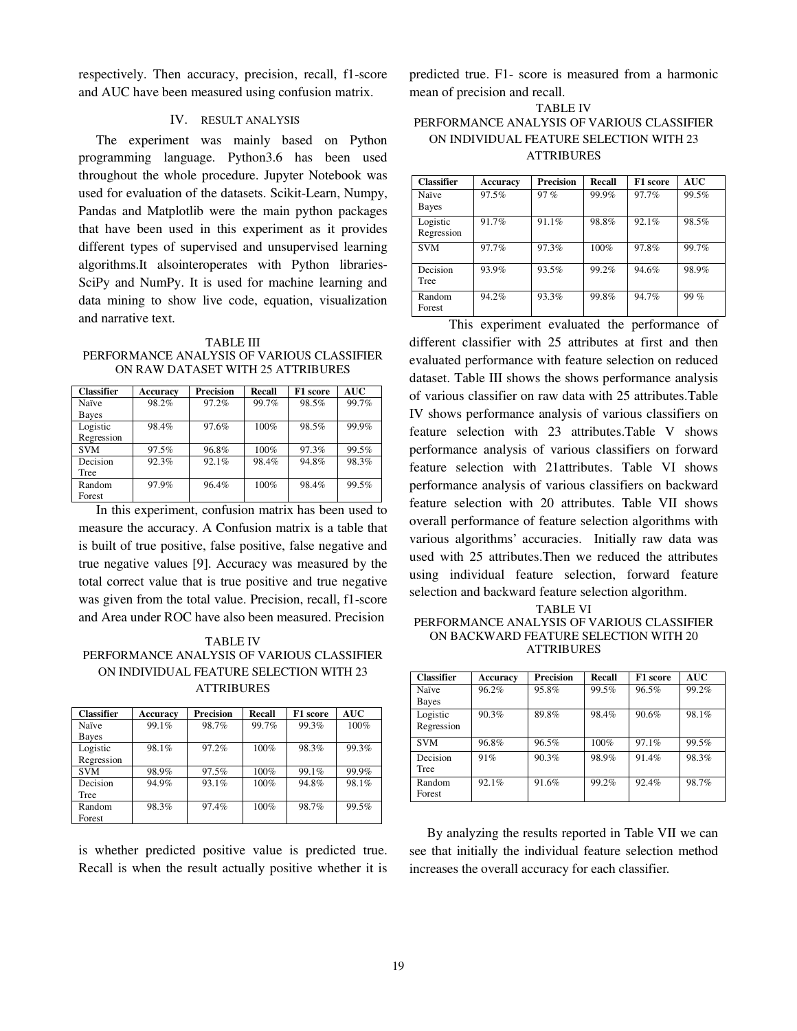respectively. Then accuracy, precision, recall, f1-score and AUC have been measured using confusion matrix.

## IV. RESULT ANALYSIS

The experiment was mainly based on Python programming language. Python3.6 has been used throughout the whole procedure. Jupyter Notebook was used for evaluation of the datasets. Scikit-Learn, Numpy, Pandas and Matplotlib were the main python packages that have been used in this experiment as it provides different types of supervised and unsupervised learning algorithms.It alsointeroperates with Python libraries-SciPy and NumPy. It is used for machine learning and data mining to show live code, equation, visualization and narrative text.

TABLE III
PERFORMANCE ANALYSIS OF VARIOUS CLASSIFIER ON RAW DATASET WITH 25 ATTRIBURES

| Classifier | Accuracy | Precision | Recall | F1 score | AUC |
|---|---|---|---|---|---|
| Naïve Bayes | 98.2% | 97.2% | 99.7% | 98.5% | 99.7% |
| Logistic Regression | 98.4% | 97.6% | 100% | 98.5% | 99.9% |
| SVM | 97.5% | 96.8% | 100% | 97.3% | 99.5% |
| Decision Tree | 92.3% | 92.1% | 98.4% | 94.8% | 98.3% |
| Random Forest | 97.9% | 96.4% | 100% | 98.4% | 99.5% |

In this experiment, confusion matrix has been used to measure the accuracy. A Confusion matrix is a table that is built of true positive, false positive, false negative and true negative values [9]. Accuracy was measured by the total correct value that is true positive and true negative was given from the total value. Precision, recall, f1-score and Area under ROC have also been measured. Precision

TABLE IV
PERFORMANCE ANALYSIS OF VARIOUS CLASSIFIER ON INDIVIDUAL FEATURE SELECTION WITH 23 ATTRIBURES

| Classifier | Accuracy | Precision | Recall | F1 score | AUC |
|---|---|---|---|---|---|
| Naïve Bayes | 99.1% | 98.7% | 99.7% | 99.3% | 100% |
| Logistic Regression | 98.1% | 97.2% | 100% | 98.3% | 99.3% |
| SVM | 98.9% | 97.5% | 100% | 99.1% | 99.9% |
| Decision Tree | 94.9% | 93.1% | 100% | 94.8% | 98.1% |
| Random Forest | 98.3% | 97.4% | 100% | 98.7% | 99.5% |

is whether predicted positive value is predicted true. Recall is when the result actually positive whether it is predicted true. F1- score is measured from a harmonic mean of precision and recall.

TABLE IV
PERFORMANCE ANALYSIS OF VARIOUS CLASSIFIER ON INDIVIDUAL FEATURE SELECTION WITH 23 ATTRIBURES

| Classifier | Accuracy | Precision | Recall | F1 score | AUC |
|---|---|---|---|---|---|
| Naïve Bayes | 97.5% | 97 % | 99.9% | 97.7% | 99.5% |
| Logistic Regression | 91.7% | 91.1% | 98.8% | 92.1% | 98.5% |
| SVM | 97.7% | 97.3% | 100% | 97.8% | 99.7% |
| Decision Tree | 93.9% | 93.5% | 99.2% | 94.6% | 98.9% |
| Random Forest | 94.2% | 93.3% | 99.8% | 94.7% | 99 % |

This experiment evaluated the performance of different classifier with 25 attributes at first and then evaluated performance with feature selection on reduced dataset. Table III shows the shows performance analysis of various classifier on raw data with 25 attributes.Table IV shows performance analysis of various classifiers on feature selection with 23 attributes.Table V shows performance analysis of various classifiers on forward feature selection with 21attributes. Table VI shows performance analysis of various classifiers on backward feature selection with 20 attributes. Table VII shows overall performance of feature selection algorithms with various algorithms' accuracies. Initially raw data was used with 25 attributes.Then we reduced the attributes using individual feature selection, forward feature selection and backward feature selection algorithm.

TABLE VI
PERFORMANCE ANALYSIS OF VARIOUS CLASSIFIER ON BACKWARD FEATURE SELECTION WITH 20 ATTRIBURES

| Classifier | Accuracy | Precision | Recall | F1 score | AUC |
|---|---|---|---|---|---|
| Naïve Bayes | 96.2% | 95.8% | 99.5% | 96.5% | 99.2% |
| Logistic Regression | 90.3% | 89.8% | 98.4% | 90.6% | 98.1% |
| SVM | 96.8% | 96.5% | 100% | 97.1% | 99.5% |
| Decision Tree | 91% | 90.3% | 98.9% | 91.4% | 98.3% |
| Random Forest | 92.1% | 91.6% | 99.2% | 92.4% | 98.7% |

By analyzing the results reported in Table VII we can see that initially the individual feature selection method increases the overall accuracy for each classifier.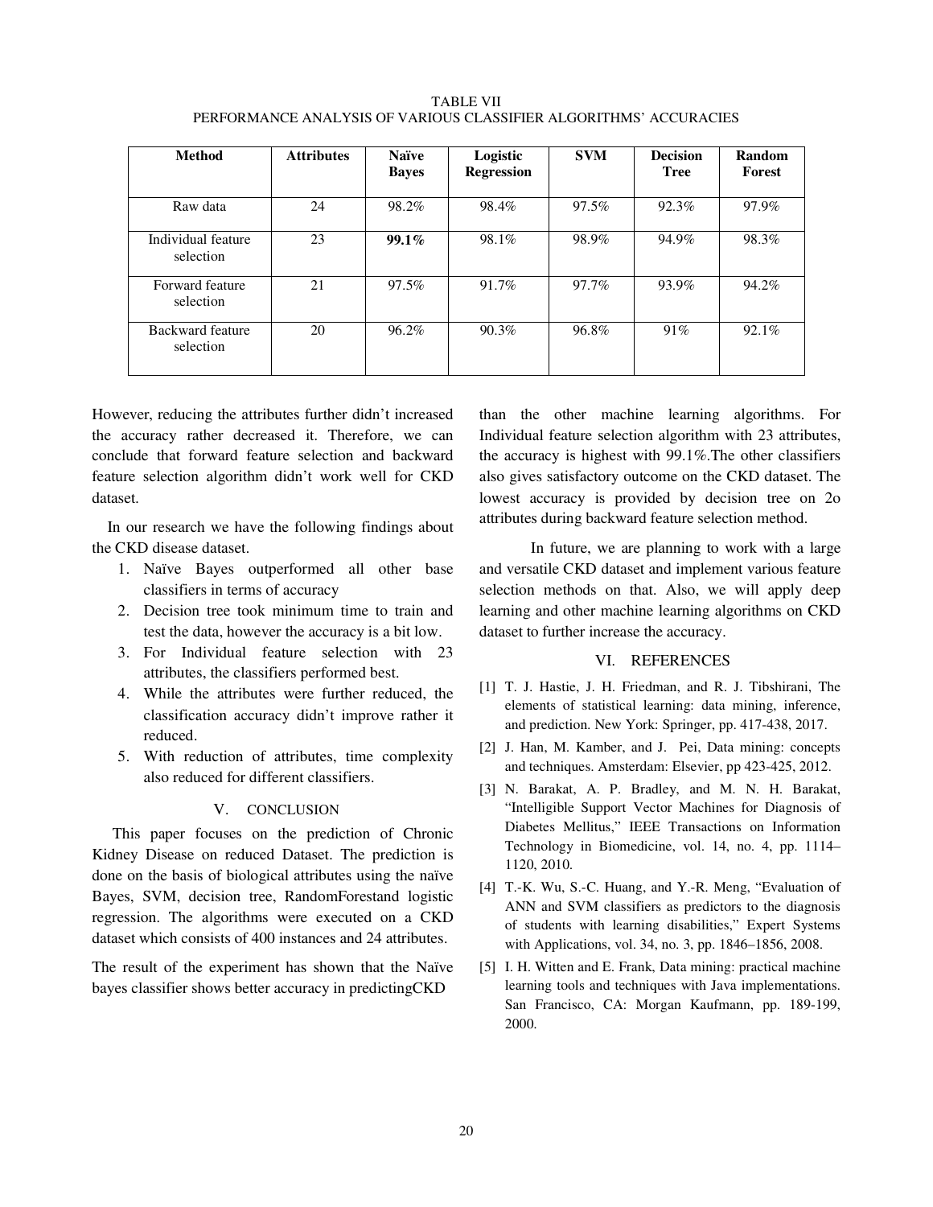TABLE VII
PERFORMANCE ANALYSIS OF VARIOUS CLASSIFIER ALGORITHMS' ACCURACIES

| Method | Attributes | Naïve Bayes | Logistic Regression | SVM | Decision Tree | Random Forest |
|---|---|---|---|---|---|---|
| Raw data | 24 | 98.2% | 98.4% | 97.5% | 92.3% | 97.9% |
| Individual feature selection | 23 | **99.1%** | 98.1% | 98.9% | 94.9% | 98.3% |
| Forward feature selection | 21 | 97.5% | 91.7% | 97.7% | 93.9% | 94.2% |
| Backward feature selection | 20 | 96.2% | 90.3% | 96.8% | 91% | 92.1% |

However, reducing the attributes further didn't increased the accuracy rather decreased it. Therefore, we can conclude that forward feature selection and backward feature selection algorithm didn't work well for CKD dataset.

In our research we have the following findings about the CKD disease dataset.

1. Naïve Bayes outperformed all other base classifiers in terms of accuracy
2. Decision tree took minimum time to train and test the data, however the accuracy is a bit low.
3. For Individual feature selection with 23 attributes, the classifiers performed best.
4. While the attributes were further reduced, the classification accuracy didn't improve rather it reduced.
5. With reduction of attributes, time complexity also reduced for different classifiers.

## V. CONCLUSION

This paper focuses on the prediction of Chronic Kidney Disease on reduced Dataset. The prediction is done on the basis of biological attributes using the naïve Bayes, SVM, decision tree, RandomForestand logistic regression. The algorithms were executed on a CKD dataset which consists of 400 instances and 24 attributes.

The result of the experiment has shown that the Naïve bayes classifier shows better accuracy in predictingCKD than the other machine learning algorithms. For Individual feature selection algorithm with 23 attributes, the accuracy is highest with 99.1%.The other classifiers also gives satisfactory outcome on the CKD dataset. The lowest accuracy is provided by decision tree on 2o attributes during backward feature selection method.

In future, we are planning to work with a large and versatile CKD dataset and implement various feature selection methods on that. Also, we will apply deep learning and other machine learning algorithms on CKD dataset to further increase the accuracy.

## VI. REFERENCES

[1] T. J. Hastie, J. H. Friedman, and R. J. Tibshirani, The elements of statistical learning: data mining, inference, and prediction. New York: Springer, pp. 417-438, 2017.

[2] J. Han, M. Kamber, and J. Pei, Data mining: concepts and techniques. Amsterdam: Elsevier, pp 423-425, 2012.

[3] N. Barakat, A. P. Bradley, and M. N. H. Barakat, "Intelligible Support Vector Machines for Diagnosis of Diabetes Mellitus," IEEE Transactions on Information Technology in Biomedicine, vol. 14, no. 4, pp. 1114–1120, 2010.

[4] T.-K. Wu, S.-C. Huang, and Y.-R. Meng, "Evaluation of ANN and SVM classifiers as predictors to the diagnosis of students with learning disabilities," Expert Systems with Applications, vol. 34, no. 3, pp. 1846–1856, 2008.

[5] I. H. Witten and E. Frank, Data mining: practical machine learning tools and techniques with Java implementations. San Francisco, CA: Morgan Kaufmann, pp. 189-199, 2000.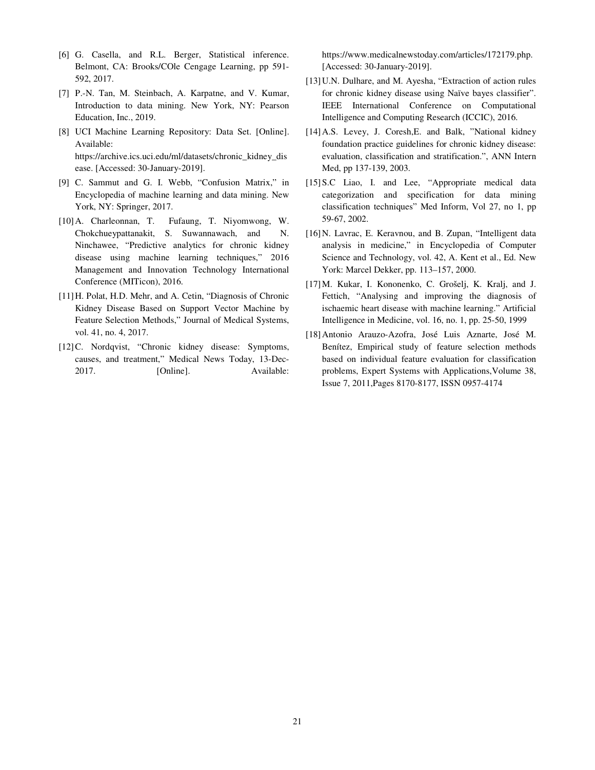[6] G. Casella, and R.L. Berger, Statistical inference. Belmont, CA: Brooks/COle Cengage Learning, pp 591-592, 2017.

[7] P.-N. Tan, M. Steinbach, A. Karpatne, and V. Kumar, Introduction to data mining. New York, NY: Pearson Education, Inc., 2019.

[8] UCI Machine Learning Repository: Data Set. [Online]. Available: https://archive.ics.uci.edu/ml/datasets/chronic_kidney_disease. [Accessed: 30-January-2019].

[9] C. Sammut and G. I. Webb, "Confusion Matrix," in Encyclopedia of machine learning and data mining. New York, NY: Springer, 2017.

[10] A. Charleonnan, T. Fufaung, T. Niyomwong, W. Chokchueypattanakit, S. Suwannawach, and N. Ninchawee, "Predictive analytics for chronic kidney disease using machine learning techniques," 2016 Management and Innovation Technology International Conference (MITicon), 2016.

[11] H. Polat, H.D. Mehr, and A. Cetin, "Diagnosis of Chronic Kidney Disease Based on Support Vector Machine by Feature Selection Methods," Journal of Medical Systems, vol. 41, no. 4, 2017.

[12] C. Nordqvist, "Chronic kidney disease: Symptoms, causes, and treatment," Medical News Today, 13-Dec-2017. [Online]. Available: https://www.medicalnewstoday.com/articles/172179.php. [Accessed: 30-January-2019].

[13] U.N. Dulhare, and M. Ayesha, "Extraction of action rules for chronic kidney disease using Naïve bayes classifier". IEEE International Conference on Computational Intelligence and Computing Research (ICCIC), 2016.

[14] A.S. Levey, J. Coresh,E. and Balk, "National kidney foundation practice guidelines for chronic kidney disease: evaluation, classification and stratification.", ANN Intern Med, pp 137-139, 2003.

[15] S.C Liao, I. and Lee, "Appropriate medical data categorization and specification for data mining classification techniques" Med Inform, Vol 27, no 1, pp 59-67, 2002.

[16] N. Lavrac, E. Keravnou, and B. Zupan, "Intelligent data analysis in medicine," in Encyclopedia of Computer Science and Technology, vol. 42, A. Kent et al., Ed. New York: Marcel Dekker, pp. 113–157, 2000.

[17] M. Kukar, I. Kononenko, C. Grošelj, K. Kralj, and J. Fettich, "Analysing and improving the diagnosis of ischaemic heart disease with machine learning." Artificial Intelligence in Medicine, vol. 16, no. 1, pp. 25-50, 1999

[18] Antonio Arauzo-Azofra, José Luis Aznarte, José M. Benítez, Empirical study of feature selection methods based on individual feature evaluation for classification problems, Expert Systems with Applications,Volume 38, Issue 7, 2011,Pages 8170-8177, ISSN 0957-4174